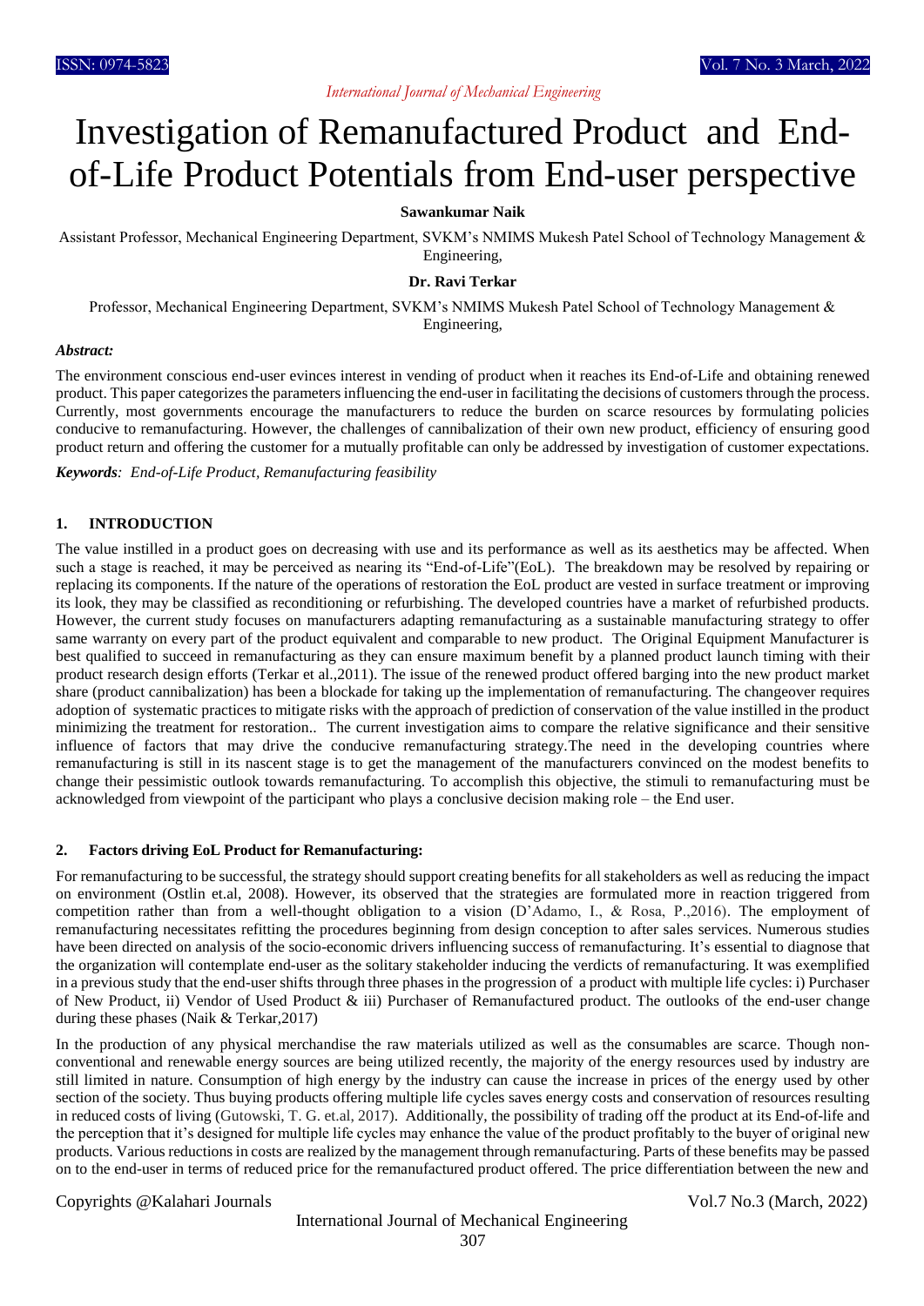# Investigation of Remanufactured Product and End-of-Life Product Potentials from End-user perspective

**Sawankumar Naik**

Assistant Professor, Mechanical Engineering Department, SVKM's NMIMS Mukesh Patel School of Technology Management & Engineering,

**Dr. Ravi Terkar**

Professor, Mechanical Engineering Department, SVKM's NMIMS Mukesh Patel School of Technology Management & Engineering,

***Abstract:***

The environment conscious end-user evinces interest in vending of product when it reaches its End-of-Life and obtaining renewed product. This paper categorizes the parameters influencing the end-user in facilitating the decisions of customers through the process. Currently, most governments encourage the manufacturers to reduce the burden on scarce resources by formulating policies conducive to remanufacturing. However, the challenges of cannibalization of their own new product, efficiency of ensuring good product return and offering the customer for a mutually profitable can only be addressed by investigation of customer expectations.

***Keywords****: End-of-Life Product, Remanufacturing feasibility*

## 1. INTRODUCTION

The value instilled in a product goes on decreasing with use and its performance as well as its aesthetics may be affected. When such a stage is reached, it may be perceived as nearing its "End-of-Life"(EoL). The breakdown may be resolved by repairing or replacing its components. If the nature of the operations of restoration the EoL product are vested in surface treatment or improving its look, they may be classified as reconditioning or refurbishing. The developed countries have a market of refurbished products. However, the current study focuses on manufacturers adapting remanufacturing as a sustainable manufacturing strategy to offer same warranty on every part of the product equivalent and comparable to new product. The Original Equipment Manufacturer is best qualified to succeed in remanufacturing as they can ensure maximum benefit by a planned product launch timing with their product research design efforts (Terkar et al.,2011). The issue of the renewed product offered barging into the new product market share (product cannibalization) has been a blockade for taking up the implementation of remanufacturing. The changeover requires adoption of systematic practices to mitigate risks with the approach of prediction of conservation of the value instilled in the product minimizing the treatment for restoration.. The current investigation aims to compare the relative significance and their sensitive influence of factors that may drive the conducive remanufacturing strategy.The need in the developing countries where remanufacturing is still in its nascent stage is to get the management of the manufacturers convinced on the modest benefits to change their pessimistic outlook towards remanufacturing. To accomplish this objective, the stimuli to remanufacturing must be acknowledged from viewpoint of the participant who plays a conclusive decision making role – the End user.

## 2. Factors driving EoL Product for Remanufacturing:

For remanufacturing to be successful, the strategy should support creating benefits for all stakeholders as well as reducing the impact on environment (Ostlin et.al, 2008). However, its observed that the strategies are formulated more in reaction triggered from competition rather than from a well-thought obligation to a vision (D'Adamo, I., & Rosa, P.,2016). The employment of remanufacturing necessitates refitting the procedures beginning from design conception to after sales services. Numerous studies have been directed on analysis of the socio-economic drivers influencing success of remanufacturing. It's essential to diagnose that the organization will contemplate end-user as the solitary stakeholder inducing the verdicts of remanufacturing. It was exemplified in a previous study that the end-user shifts through three phases in the progression of a product with multiple life cycles: i) Purchaser of New Product, ii) Vendor of Used Product & iii) Purchaser of Remanufactured product. The outlooks of the end-user change during these phases (Naik & Terkar,2017)

In the production of any physical merchandise the raw materials utilized as well as the consumables are scarce. Though non-conventional and renewable energy sources are being utilized recently, the majority of the energy resources used by industry are still limited in nature. Consumption of high energy by the industry can cause the increase in prices of the energy used by other section of the society. Thus buying products offering multiple life cycles saves energy costs and conservation of resources resulting in reduced costs of living (Gutowski, T. G. et.al, 2017). Additionally, the possibility of trading off the product at its End-of-life and the perception that it's designed for multiple life cycles may enhance the value of the product profitably to the buyer of original new products. Various reductions in costs are realized by the management through remanufacturing. Parts of these benefits may be passed on to the end-user in terms of reduced price for the remanufactured product offered. The price differentiation between the new and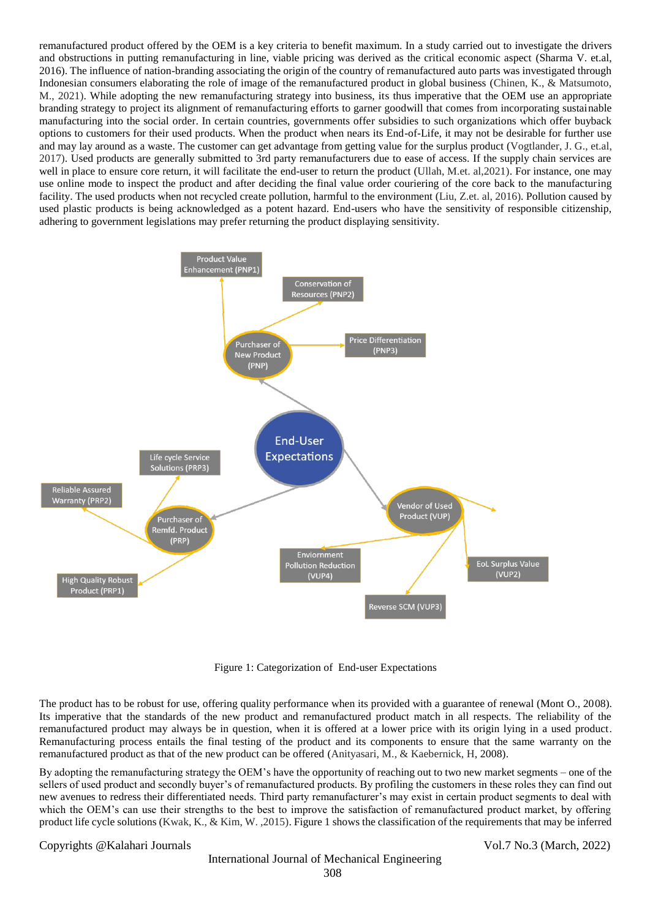remanufactured product offered by the OEM is a key criteria to benefit maximum. In a study carried out to investigate the drivers and obstructions in putting remanufacturing in line, viable pricing was derived as the critical economic aspect (Sharma V. et.al, 2016). The influence of nation-branding associating the origin of the country of remanufactured auto parts was investigated through Indonesian consumers elaborating the role of image of the remanufactured product in global business (Chinen, K., & Matsumoto, M., 2021). While adopting the new remanufacturing strategy into business, its thus imperative that the OEM use an appropriate branding strategy to project its alignment of remanufacturing efforts to garner goodwill that comes from incorporating sustainable manufacturing into the social order. In certain countries, governments offer subsidies to such organizations which offer buyback options to customers for their used products. When the product when nears its End-of-Life, it may not be desirable for further use and may lay around as a waste. The customer can get advantage from getting value for the surplus product (Vogtlander, J. G., et.al, 2017). Used products are generally submitted to 3rd party remanufacturers due to ease of access. If the supply chain services are well in place to ensure core return, it will facilitate the end-user to return the product (Ullah, M.et. al,2021). For instance, one may use online mode to inspect the product and after deciding the final value order couriering of the core back to the manufacturing facility. The used products when not recycled create pollution, harmful to the environment (Liu, Z.et. al, 2016). Pollution caused by used plastic products is being acknowledged as a potent hazard. End-users who have the sensitivity of responsible citizenship, adhering to government legislations may prefer returning the product displaying sensitivity.

Figure 1: Categorization of End-user Expectations

The product has to be robust for use, offering quality performance when its provided with a guarantee of renewal (Mont O., 2008). Its imperative that the standards of the new product and remanufactured product match in all respects. The reliability of the remanufactured product may always be in question, when it is offered at a lower price with its origin lying in a used product. Remanufacturing process entails the final testing of the product and its components to ensure that the same warranty on the remanufactured product as that of the new product can be offered (Anityasari, M., & Kaebernick, H, 2008).

By adopting the remanufacturing strategy the OEM's have the opportunity of reaching out to two new market segments – one of the sellers of used product and secondly buyer's of remanufactured products. By profiling the customers in these roles they can find out new avenues to redress their differentiated needs. Third party remanufacturer's may exist in certain product segments to deal with which the OEM's can use their strengths to the best to improve the satisfaction of remanufactured product market, by offering product life cycle solutions (Kwak, K., & Kim, W. ,2015). Figure 1 shows the classification of the requirements that may be inferred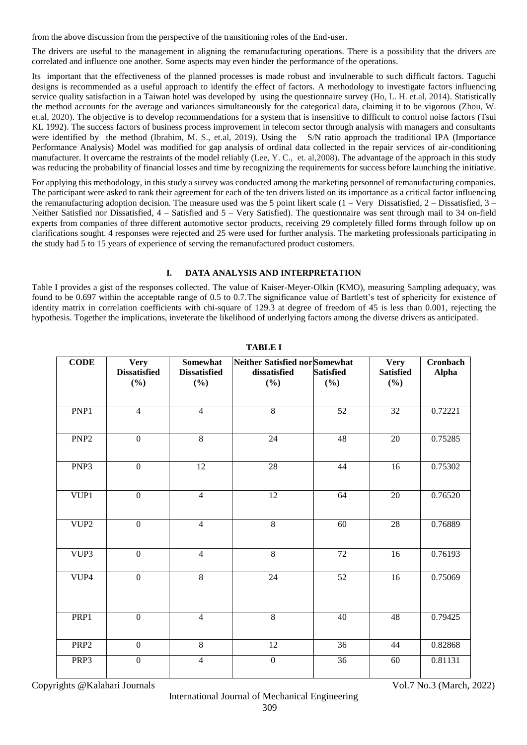from the above discussion from the perspective of the transitioning roles of the End-user.

The drivers are useful to the management in aligning the remanufacturing operations. There is a possibility that the drivers are correlated and influence one another. Some aspects may even hinder the performance of the operations.

Its important that the effectiveness of the planned processes is made robust and invulnerable to such difficult factors. Taguchi designs is recommended as a useful approach to identify the effect of factors. A methodology to investigate factors influencing service quality satisfaction in a Taiwan hotel was developed by using the questionnaire survey (Ho, L. H. et.al, 2014). Statistically the method accounts for the average and variances simultaneously for the categorical data, claiming it to be vigorous (Zhou, W. et.al, 2020). The objective is to develop recommendations for a system that is insensitive to difficult to control noise factors (Tsui KL 1992). The success factors of business process improvement in telecom sector through analysis with managers and consultants were identified by the method (Ibrahim, M. S., et.al, 2019). Using the S/N ratio approach the traditional IPA (Importance Performance Analysis) Model was modified for gap analysis of ordinal data collected in the repair services of air-conditioning manufacturer. It overcame the restraints of the model reliably (Lee, Y. C., et. al,2008). The advantage of the approach in this study was reducing the probability of financial losses and time by recognizing the requirements for success before launching the initiative.

For applying this methodology, in this study a survey was conducted among the marketing personnel of remanufacturing companies. The participant were asked to rank their agreement for each of the ten drivers listed on its importance as a critical factor influencing the remanufacturing adoption decision. The measure used was the 5 point likert scale (1 – Very Dissatisfied, 2 – Dissatisfied, 3 – Neither Satisfied nor Dissatisfied, 4 – Satisfied and 5 – Very Satisfied). The questionnaire was sent through mail to 34 on-field experts from companies of three different automotive sector products, receiving 29 completely filled forms through follow up on clarifications sought. 4 responses were rejected and 25 were used for further analysis. The marketing professionals participating in the study had 5 to 15 years of experience of serving the remanufactured product customers.

## I. DATA ANALYSIS AND INTERPRETATION

Table I provides a gist of the responses collected. The value of Kaiser-Meyer-Olkin (KMO), measuring Sampling adequacy, was found to be 0.697 within the acceptable range of 0.5 to 0.7.The significance value of Bartlett's test of sphericity for existence of identity matrix in correlation coefficients with chi-square of 129.3 at degree of freedom of 45 is less than 0.001, rejecting the hypothesis. Together the implications, inveterate the likelihood of underlying factors among the diverse drivers as anticipated.

**TABLE I**

| CODE | Very Dissatisfied (%) | Somewhat Dissatisfied (%) | Neither Satisfied nor dissatisfied (%) | Somewhat Satisfied (%) | Very Satisfied (%) | Cronbach Alpha |
|---|---|---|---|---|---|---|
| PNP1 | 4 | 4 | 8 | 52 | 32 | 0.72221 |
| PNP2 | 0 | 8 | 24 | 48 | 20 | 0.75285 |
| PNP3 | 0 | 12 | 28 | 44 | 16 | 0.75302 |
| VUP1 | 0 | 4 | 12 | 64 | 20 | 0.76520 |
| VUP2 | 0 | 4 | 8 | 60 | 28 | 0.76889 |
| VUP3 | 0 | 4 | 8 | 72 | 16 | 0.76193 |
| VUP4 | 0 | 8 | 24 | 52 | 16 | 0.75069 |
| PRP1 | 0 | 4 | 8 | 40 | 48 | 0.79425 |
| PRP2 | 0 | 8 | 12 | 36 | 44 | 0.82868 |
| PRP3 | 0 | 4 | 0 | 36 | 60 | 0.81131 |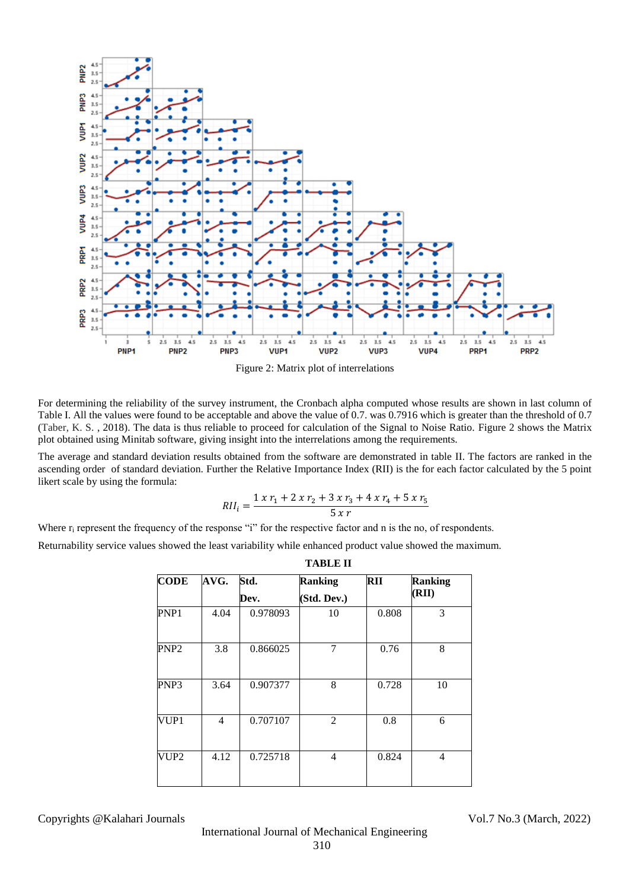Figure 2: Matrix plot of interrelations

For determining the reliability of the survey instrument, the Cronbach alpha computed whose results are shown in last column of Table I. All the values were found to be acceptable and above the value of 0.7. was 0.7916 which is greater than the threshold of 0.7 (Taber, K. S. , 2018). The data is thus reliable to proceed for calculation of the Signal to Noise Ratio. Figure 2 shows the Matrix plot obtained using Minitab software, giving insight into the interrelations among the requirements.

The average and standard deviation results obtained from the software are demonstrated in table II. The factors are ranked in the ascending order of standard deviation. Further the Relative Importance Index (RII) is the for each factor calculated by the 5 point likert scale by using the formula:

$$RII_i = \frac{1\,x\,r_1 + 2\,x\,r_2 + 3\,x\,r_3 + 4\,x\,r_4 + 5\,x\,r_5}{5\,x\,r}$$

Where $r_i$ represent the frequency of the response "i" for the respective factor and n is the no, of respondents.

Returnability service values showed the least variability while enhanced product value showed the maximum.

**TABLE II**

| CODE | AVG. | Std. Dev. | Ranking (Std. Dev.) | RII | Ranking (RII) |
|---|---|---|---|---|---|
| PNP1 | 4.04 | 0.978093 | 10 | 0.808 | 3 |
| PNP2 | 3.8 | 0.866025 | 7 | 0.76 | 8 |
| PNP3 | 3.64 | 0.907377 | 8 | 0.728 | 10 |
| VUP1 | 4 | 0.707107 | 2 | 0.8 | 6 |
| VUP2 | 4.12 | 0.725718 | 4 | 0.824 | 4 |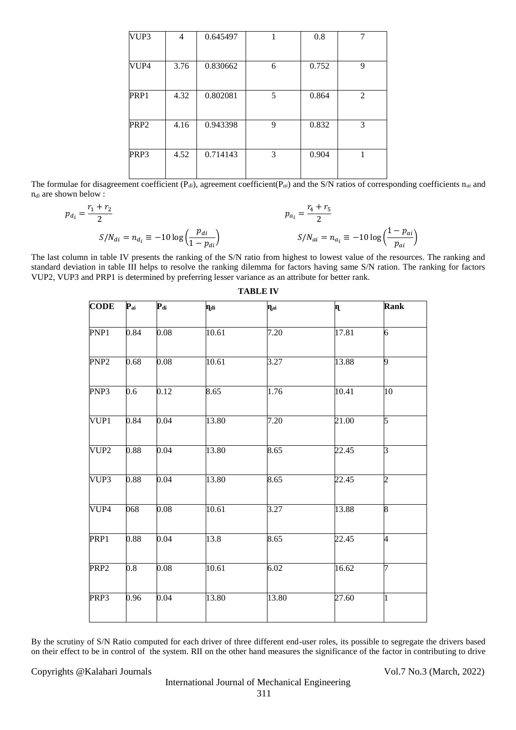| VUP3 | 4 | 0.645497 | 1 | 0.8 | 7 |
|---|---|---|---|---|---|
| VUP4 | 3.76 | 0.830662 | 6 | 0.752 | 9 |
| PRP1 | 4.32 | 0.802081 | 5 | 0.864 | 2 |
| PRP2 | 4.16 | 0.943398 | 9 | 0.832 | 3 |
| PRP3 | 4.52 | 0.714143 | 3 | 0.904 | 1 |

The formulae for disagreement coefficient ($P_{di}$), agreement coefficient($P_{ai}$) and the S/N ratios of corresponding coefficients $n_{ai}$ and $n_{di}$ are shown below :

$$p_{d_i} = \frac{r_1 + r_2}{2} \qquad\qquad p_{a_i} = \frac{r_4 + r_5}{2}$$

$$S/N_{di} = n_{d_i} \equiv -10 \log\left(\frac{p_{di}}{1 - p_{di}}\right) \qquad\qquad S/N_{ai} = n_{a_i} \equiv -10 \log\left(\frac{1 - p_{ai}}{p_{ai}}\right)$$

The last column in table IV presents the ranking of the S/N ratio from highest to lowest value of the resources. The ranking and standard deviation in table III helps to resolve the ranking dilemma for factors having same S/N ration. The ranking for factors VUP2, VUP3 and PRP1 is determined by preferring lesser variance as an attribute for better rank.

**TABLE IV**

| CODE | $P_{ai}$ | $P_{di}$ | $\eta_{di}$ | $\eta_{ai}$ | $\eta$ | Rank |
|---|---|---|---|---|---|---|
| PNP1 | 0.84 | 0.08 | 10.61 | 7.20 | 17.81 | 6 |
| PNP2 | 0.68 | 0.08 | 10.61 | 3.27 | 13.88 | 9 |
| PNP3 | 0.6 | 0.12 | 8.65 | 1.76 | 10.41 | 10 |
| VUP1 | 0.84 | 0.04 | 13.80 | 7.20 | 21.00 | 5 |
| VUP2 | 0.88 | 0.04 | 13.80 | 8.65 | 22.45 | 3 |
| VUP3 | 0.88 | 0.04 | 13.80 | 8.65 | 22.45 | 2 |
| VUP4 | 068 | 0.08 | 10.61 | 3.27 | 13.88 | 8 |
| PRP1 | 0.88 | 0.04 | 13.8 | 8.65 | 22.45 | 4 |
| PRP2 | 0.8 | 0.08 | 10.61 | 6.02 | 16.62 | 7 |
| PRP3 | 0.96 | 0.04 | 13.80 | 13.80 | 27.60 | 1 |

By the scrutiny of S/N Ratio computed for each driver of three different end-user roles, its possible to segregate the drivers based on their effect to be in control of the system. RII on the other hand measures the significance of the factor in contributing to drive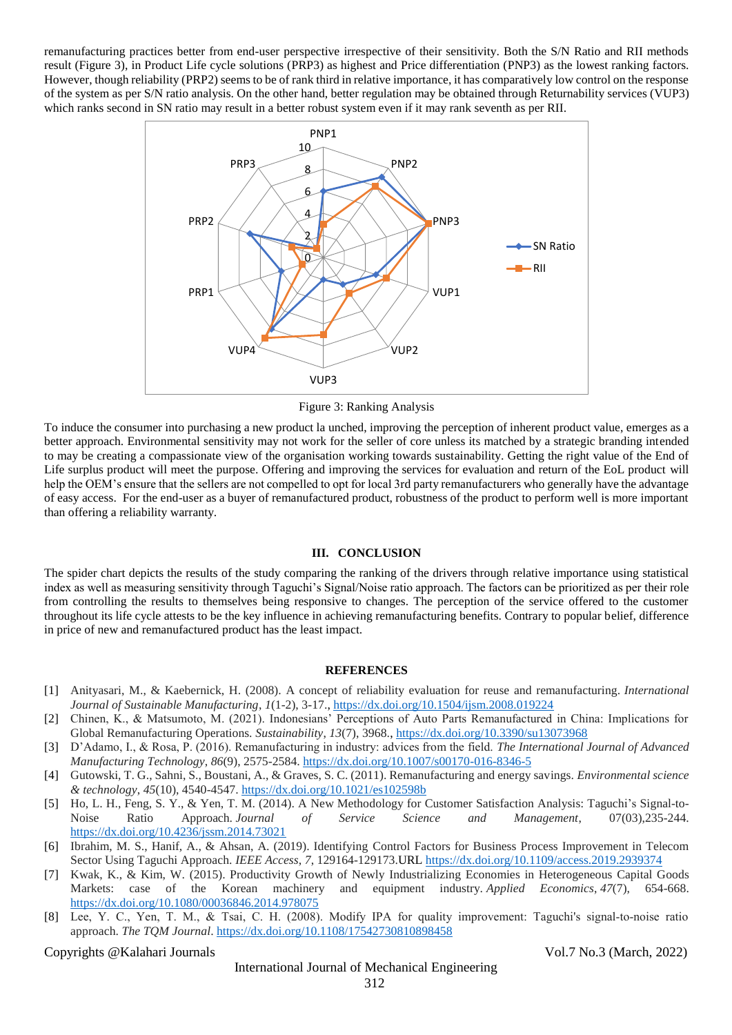remanufacturing practices better from end-user perspective irrespective of their sensitivity. Both the S/N Ratio and RII methods result (Figure 3), in Product Life cycle solutions (PRP3) as highest and Price differentiation (PNP3) as the lowest ranking factors. However, though reliability (PRP2) seems to be of rank third in relative importance, it has comparatively low control on the response of the system as per S/N ratio analysis. On the other hand, better regulation may be obtained through Returnability services (VUP3) which ranks second in SN ratio may result in a better robust system even if it may rank seventh as per RII.

Figure 3: Ranking Analysis

To induce the consumer into purchasing a new product la unched, improving the perception of inherent product value, emerges as a better approach. Environmental sensitivity may not work for the seller of core unless its matched by a strategic branding intended to may be creating a compassionate view of the organisation working towards sustainability. Getting the right value of the End of Life surplus product will meet the purpose. Offering and improving the services for evaluation and return of the EoL product will help the OEM's ensure that the sellers are not compelled to opt for local 3rd party remanufacturers who generally have the advantage of easy access. For the end-user as a buyer of remanufactured product, robustness of the product to perform well is more important than offering a reliability warranty.

## III. CONCLUSION

The spider chart depicts the results of the study comparing the ranking of the drivers through relative importance using statistical index as well as measuring sensitivity through Taguchi's Signal/Noise ratio approach. The factors can be prioritized as per their role from controlling the results to themselves being responsive to changes. The perception of the service offered to the customer throughout its life cycle attests to be the key influence in achieving remanufacturing benefits. Contrary to popular belief, difference in price of new and remanufactured product has the least impact.

## REFERENCES

[1] Anityasari, M., & Kaebernick, H. (2008). A concept of reliability evaluation for reuse and remanufacturing. *International Journal of Sustainable Manufacturing*, *1*(1-2), 3-17., https://dx.doi.org/10.1504/ijsm.2008.019224

[2] Chinen, K., & Matsumoto, M. (2021). Indonesians' Perceptions of Auto Parts Remanufactured in China: Implications for Global Remanufacturing Operations. *Sustainability*, *13*(7), 3968., https://dx.doi.org/10.3390/su13073968

[3] D'Adamo, I., & Rosa, P. (2016). Remanufacturing in industry: advices from the field. *The International Journal of Advanced Manufacturing Technology*, *86*(9), 2575-2584. https://dx.doi.org/10.1007/s00170-016-8346-5

[4] Gutowski, T. G., Sahni, S., Boustani, A., & Graves, S. C. (2011). Remanufacturing and energy savings. *Environmental science & technology*, *45*(10), 4540-4547. https://dx.doi.org/10.1021/es102598b

[5] Ho, L. H., Feng, S. Y., & Yen, T. M. (2014). A New Methodology for Customer Satisfaction Analysis: Taguchi's Signal-to-Noise Ratio Approach. *Journal of Service Science and Management*, 07(03),235-244. https://dx.doi.org/10.4236/jssm.2014.73021

[6] Ibrahim, M. S., Hanif, A., & Ahsan, A. (2019). Identifying Control Factors for Business Process Improvement in Telecom Sector Using Taguchi Approach. *IEEE Access*, *7*, 129164-129173.URL https://dx.doi.org/10.1109/access.2019.2939374

[7] Kwak, K., & Kim, W. (2015). Productivity Growth of Newly Industrializing Economies in Heterogeneous Capital Goods Markets: case of the Korean machinery and equipment industry. *Applied Economics*, *47*(7), 654-668. https://dx.doi.org/10.1080/00036846.2014.978075

[8] Lee, Y. C., Yen, T. M., & Tsai, C. H. (2008). Modify IPA for quality improvement: Taguchi's signal-to-noise ratio approach. *The TQM Journal*. https://dx.doi.org/10.1108/17542730810898458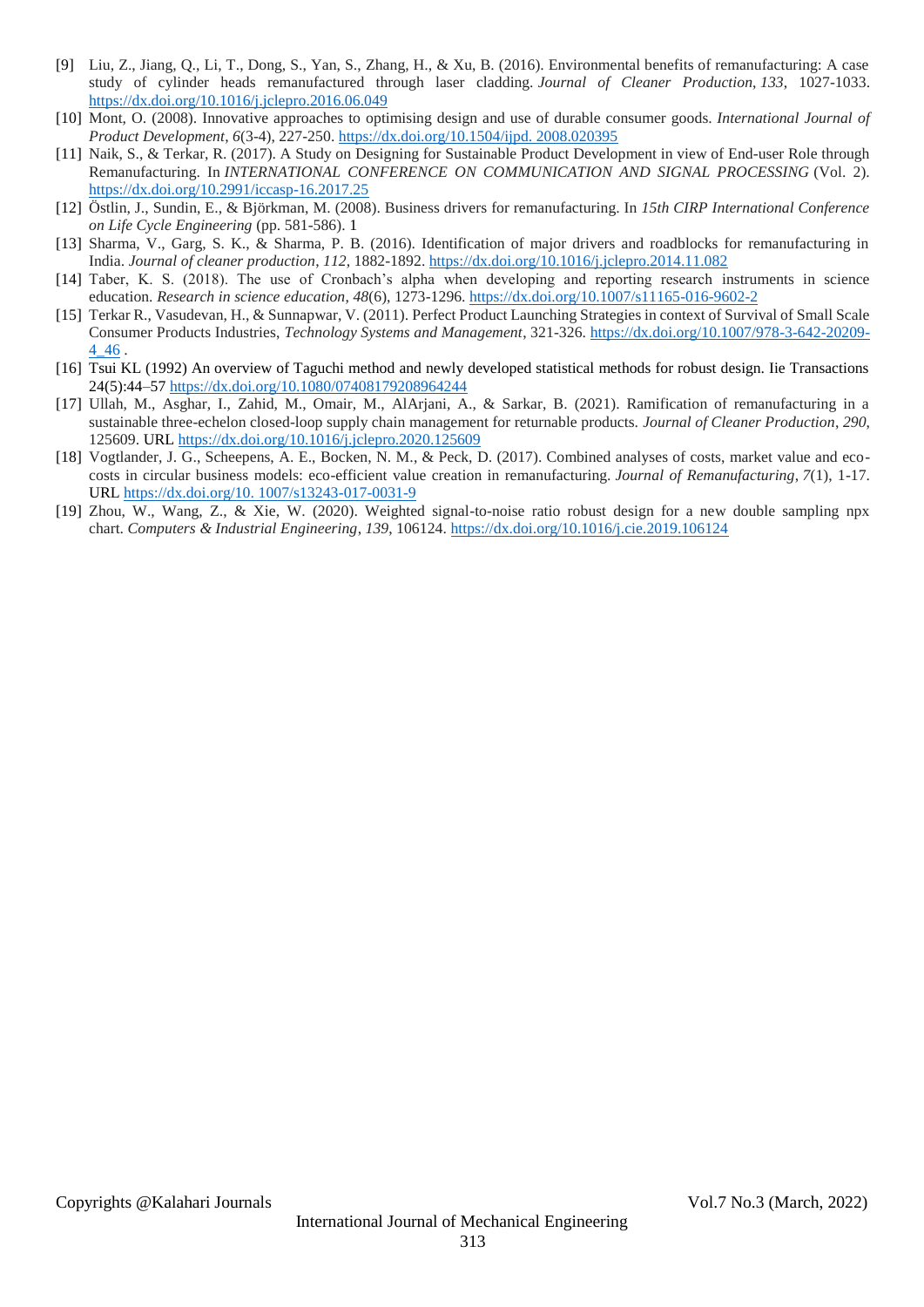[9] Liu, Z., Jiang, Q., Li, T., Dong, S., Yan, S., Zhang, H., & Xu, B. (2016). Environmental benefits of remanufacturing: A case study of cylinder heads remanufactured through laser cladding. *Journal of Cleaner Production*, *133*, 1027-1033. https://dx.doi.org/10.1016/j.jclepro.2016.06.049

[10] Mont, O. (2008). Innovative approaches to optimising design and use of durable consumer goods. *International Journal of Product Development*, *6*(3-4), 227-250. https://dx.doi.org/10.1504/ijpd. 2008.020395

[11] Naik, S., & Terkar, R. (2017). A Study on Designing for Sustainable Product Development in view of End-user Role through Remanufacturing. In *INTERNATIONAL CONFERENCE ON COMMUNICATION AND SIGNAL PROCESSING* (Vol. 2). https://dx.doi.org/10.2991/iccasp-16.2017.25

[12] Östlin, J., Sundin, E., & Björkman, M. (2008). Business drivers for remanufacturing. In *15th CIRP International Conference on Life Cycle Engineering* (pp. 581-586). 1

[13] Sharma, V., Garg, S. K., & Sharma, P. B. (2016). Identification of major drivers and roadblocks for remanufacturing in India. *Journal of cleaner production*, *112*, 1882-1892. https://dx.doi.org/10.1016/j.jclepro.2014.11.082

[14] Taber, K. S. (2018). The use of Cronbach's alpha when developing and reporting research instruments in science education. *Research in science education*, *48*(6), 1273-1296. https://dx.doi.org/10.1007/s11165-016-9602-2

[15] Terkar R., Vasudevan, H., & Sunnapwar, V. (2011). Perfect Product Launching Strategies in context of Survival of Small Scale Consumer Products Industries, *Technology Systems and Management*, 321-326. https://dx.doi.org/10.1007/978-3-642-20209-4_46 .

[16] Tsui KL (1992) An overview of Taguchi method and newly developed statistical methods for robust design. Iie Transactions 24(5):44–57 https://dx.doi.org/10.1080/07408179208964244

[17] Ullah, M., Asghar, I., Zahid, M., Omair, M., AlArjani, A., & Sarkar, B. (2021). Ramification of remanufacturing in a sustainable three-echelon closed-loop supply chain management for returnable products. *Journal of Cleaner Production*, *290*, 125609. URL https://dx.doi.org/10.1016/j.jclepro.2020.125609

[18] Vogtlander, J. G., Scheepens, A. E., Bocken, N. M., & Peck, D. (2017). Combined analyses of costs, market value and eco-costs in circular business models: eco-efficient value creation in remanufacturing. *Journal of Remanufacturing*, *7*(1), 1-17. URL https://dx.doi.org/10. 1007/s13243-017-0031-9

[19] Zhou, W., Wang, Z., & Xie, W. (2020). Weighted signal-to-noise ratio robust design for a new double sampling npx chart. *Computers & Industrial Engineering*, *139*, 106124. https://dx.doi.org/10.1016/j.cie.2019.106124